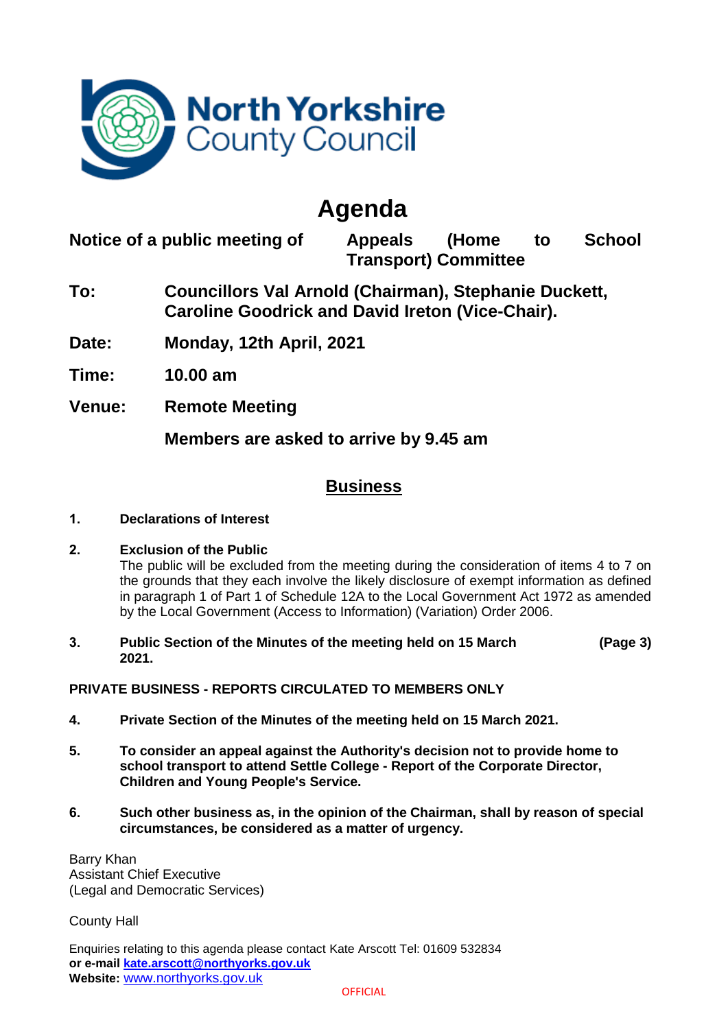North Yorkshire County Council

# Agenda

**Notice of a public meeting of** **Appeals (Home to School Transport) Committee**

**To:** **Councillors Val Arnold (Chairman), Stephanie Duckett, Caroline Goodrick and David Ireton (Vice-Chair).**

**Date:** **Monday, 12th April, 2021**

**Time:** **10.00 am**

**Venue:** **Remote Meeting**

**Members are asked to arrive by 9.45 am**

## Business

**1. Declarations of Interest**

**2. Exclusion of the Public**

The public will be excluded from the meeting during the consideration of items 4 to 7 on the grounds that they each involve the likely disclosure of exempt information as defined in paragraph 1 of Part 1 of Schedule 12A to the Local Government Act 1972 as amended by the Local Government (Access to Information) (Variation) Order 2006.

**3. Public Section of the Minutes of the meeting held on 15 March 2021.** **(Page 3)**

**PRIVATE BUSINESS - REPORTS CIRCULATED TO MEMBERS ONLY**

**4. Private Section of the Minutes of the meeting held on 15 March 2021.**

**5. To consider an appeal against the Authority's decision not to provide home to school transport to attend Settle College - Report of the Corporate Director, Children and Young People's Service.**

**6. Such other business as, in the opinion of the Chairman, shall by reason of special circumstances, be considered as a matter of urgency.**

Barry Khan
Assistant Chief Executive
(Legal and Democratic Services)

County Hall

Enquiries relating to this agenda please contact Kate Arscott Tel: 01609 532834
**or e-mail** **kate.arscott@northyorks.gov.uk**
**Website:** www.northyorks.gov.uk

OFFICIAL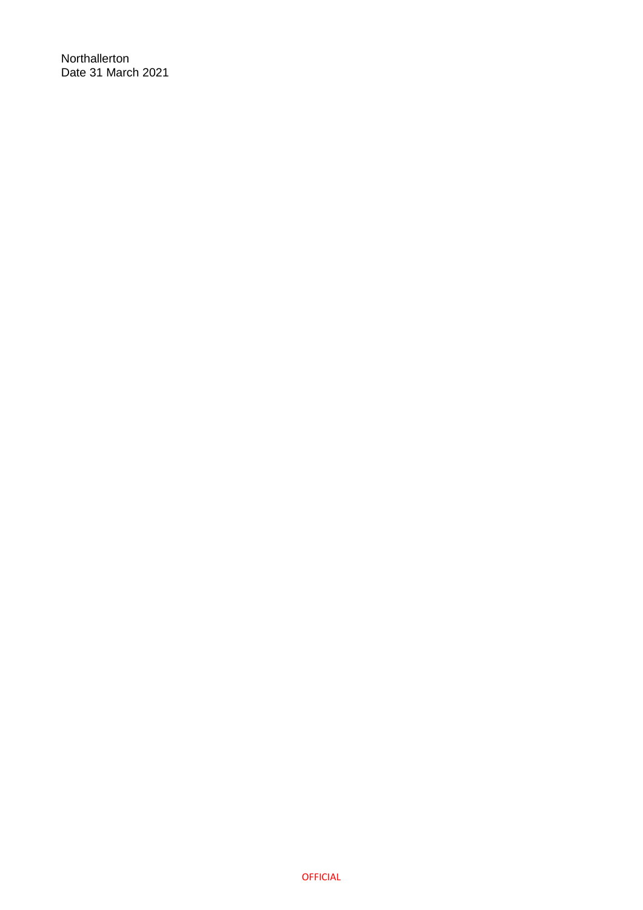Northallerton
Date 31 March 2021

OFFICIAL